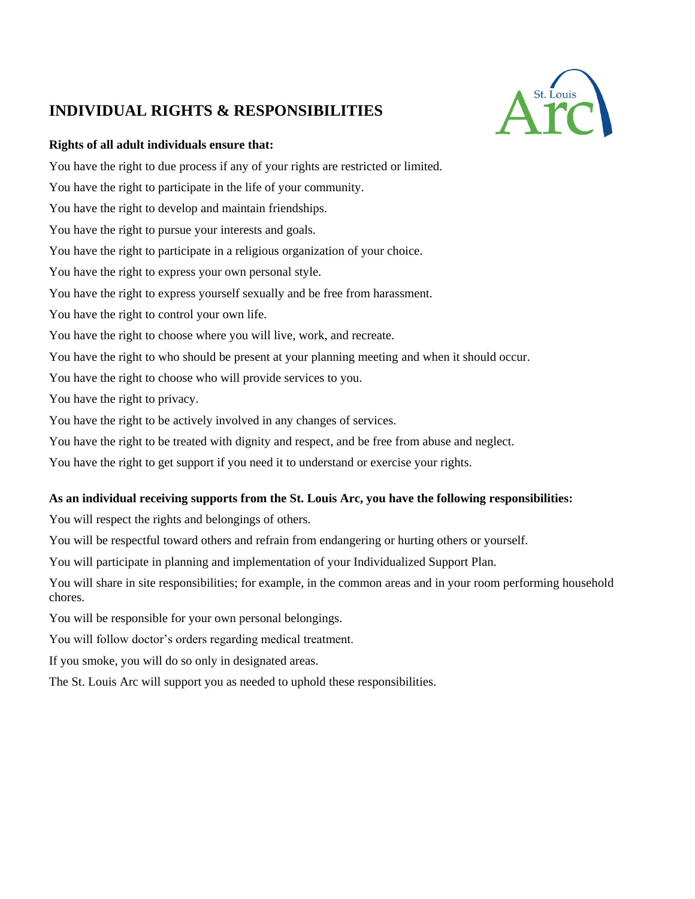# INDIVIDUAL RIGHTS & RESPONSIBILITIES

**Rights of all adult individuals ensure that:**

You have the right to due process if any of your rights are restricted or limited.

You have the right to participate in the life of your community.

You have the right to develop and maintain friendships.

You have the right to pursue your interests and goals.

You have the right to participate in a religious organization of your choice.

You have the right to express your own personal style.

You have the right to express yourself sexually and be free from harassment.

You have the right to control your own life.

You have the right to choose where you will live, work, and recreate.

You have the right to who should be present at your planning meeting and when it should occur.

You have the right to choose who will provide services to you.

You have the right to privacy.

You have the right to be actively involved in any changes of services.

You have the right to be treated with dignity and respect, and be free from abuse and neglect.

You have the right to get support if you need it to understand or exercise your rights.

**As an individual receiving supports from the St. Louis Arc, you have the following responsibilities:**

You will respect the rights and belongings of others.

You will be respectful toward others and refrain from endangering or hurting others or yourself.

You will participate in planning and implementation of your Individualized Support Plan.

You will share in site responsibilities; for example, in the common areas and in your room performing household chores.

You will be responsible for your own personal belongings.

You will follow doctor's orders regarding medical treatment.

If you smoke, you will do so only in designated areas.

The St. Louis Arc will support you as needed to uphold these responsibilities.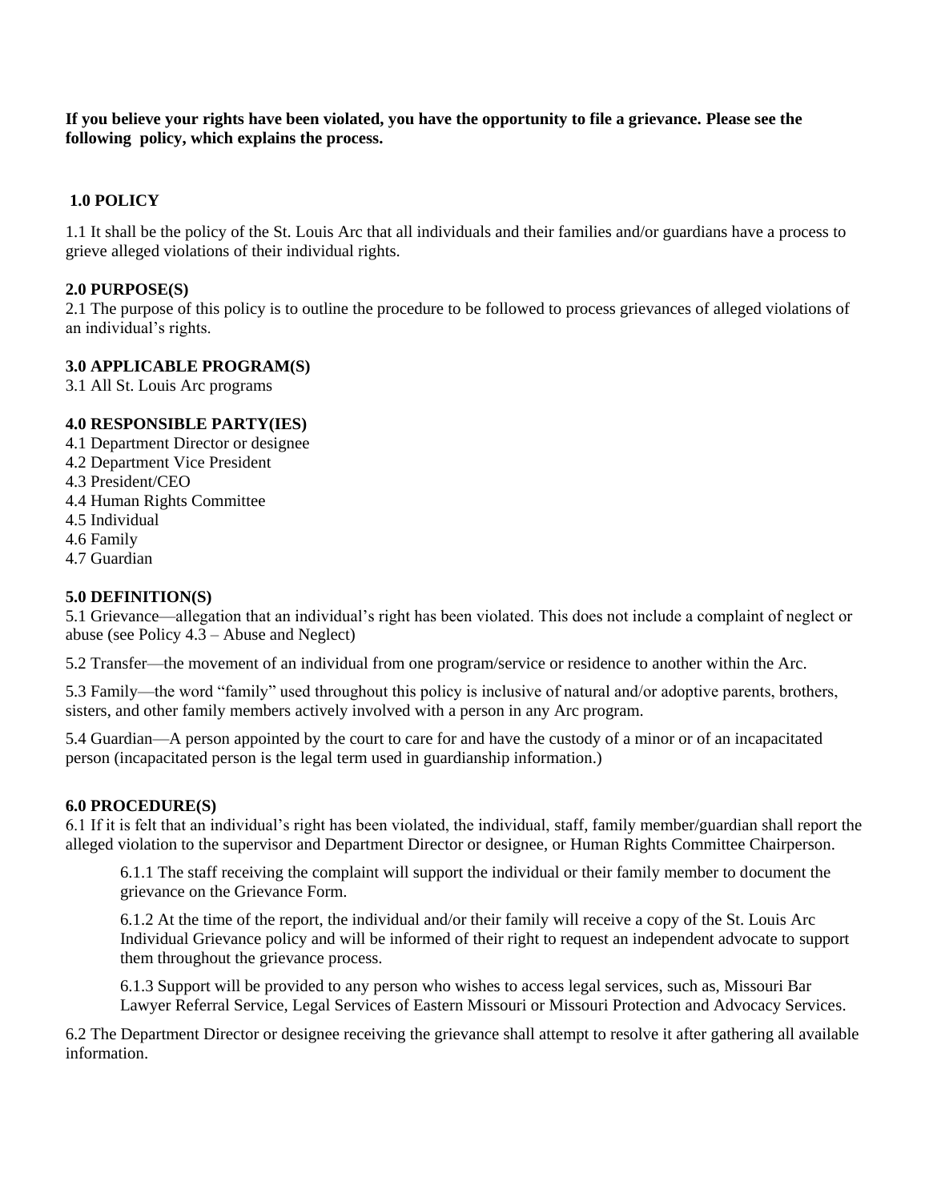**If you believe your rights have been violated, you have the opportunity to file a grievance. Please see the following policy, which explains the process.**

## 1.0 POLICY

1.1 It shall be the policy of the St. Louis Arc that all individuals and their families and/or guardians have a process to grieve alleged violations of their individual rights.

## 2.0 PURPOSE(S)

2.1 The purpose of this policy is to outline the procedure to be followed to process grievances of alleged violations of an individual's rights.

## 3.0 APPLICABLE PROGRAM(S)

3.1 All St. Louis Arc programs

## 4.0 RESPONSIBLE PARTY(IES)

4.1 Department Director or designee
4.2 Department Vice President
4.3 President/CEO
4.4 Human Rights Committee
4.5 Individual
4.6 Family
4.7 Guardian

## 5.0 DEFINITION(S)

5.1 Grievance—allegation that an individual's right has been violated. This does not include a complaint of neglect or abuse (see Policy 4.3 – Abuse and Neglect)

5.2 Transfer—the movement of an individual from one program/service or residence to another within the Arc.

5.3 Family—the word "family" used throughout this policy is inclusive of natural and/or adoptive parents, brothers, sisters, and other family members actively involved with a person in any Arc program.

5.4 Guardian—A person appointed by the court to care for and have the custody of a minor or of an incapacitated person (incapacitated person is the legal term used in guardianship information.)

## 6.0 PROCEDURE(S)

6.1 If it is felt that an individual's right has been violated, the individual, staff, family member/guardian shall report the alleged violation to the supervisor and Department Director or designee, or Human Rights Committee Chairperson.

> 6.1.1 The staff receiving the complaint will support the individual or their family member to document the grievance on the Grievance Form.
>
> 6.1.2 At the time of the report, the individual and/or their family will receive a copy of the St. Louis Arc Individual Grievance policy and will be informed of their right to request an independent advocate to support them throughout the grievance process.
>
> 6.1.3 Support will be provided to any person who wishes to access legal services, such as, Missouri Bar Lawyer Referral Service, Legal Services of Eastern Missouri or Missouri Protection and Advocacy Services.

6.2 The Department Director or designee receiving the grievance shall attempt to resolve it after gathering all available information.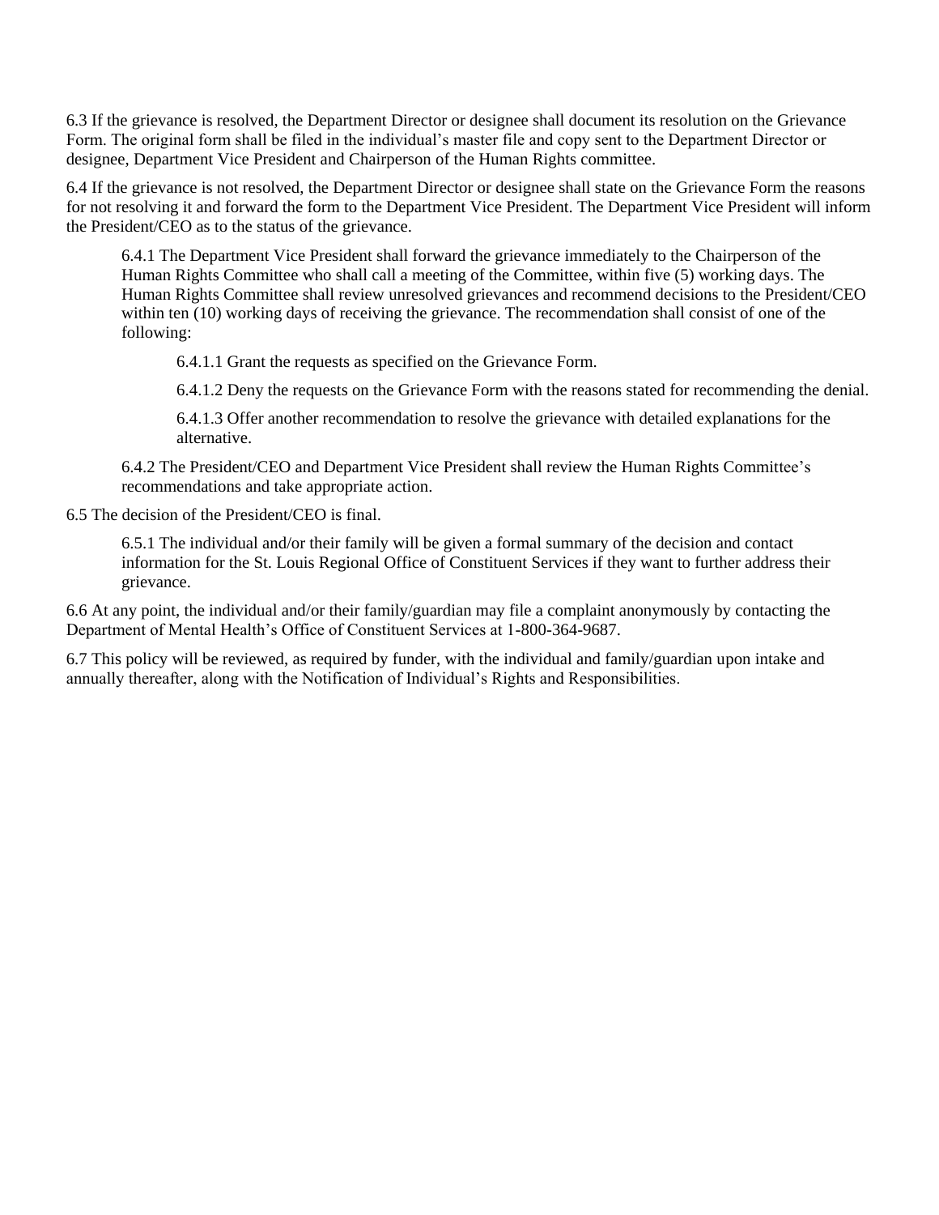6.3 If the grievance is resolved, the Department Director or designee shall document its resolution on the Grievance Form. The original form shall be filed in the individual's master file and copy sent to the Department Director or designee, Department Vice President and Chairperson of the Human Rights committee.

6.4 If the grievance is not resolved, the Department Director or designee shall state on the Grievance Form the reasons for not resolving it and forward the form to the Department Vice President. The Department Vice President will inform the President/CEO as to the status of the grievance.

> 6.4.1 The Department Vice President shall forward the grievance immediately to the Chairperson of the Human Rights Committee who shall call a meeting of the Committee, within five (5) working days. The Human Rights Committee shall review unresolved grievances and recommend decisions to the President/CEO within ten (10) working days of receiving the grievance. The recommendation shall consist of one of the following:
>
> > 6.4.1.1 Grant the requests as specified on the Grievance Form.
> >
> > 6.4.1.2 Deny the requests on the Grievance Form with the reasons stated for recommending the denial.
> >
> > 6.4.1.3 Offer another recommendation to resolve the grievance with detailed explanations for the alternative.
>
> 6.4.2 The President/CEO and Department Vice President shall review the Human Rights Committee's recommendations and take appropriate action.

6.5 The decision of the President/CEO is final.

> 6.5.1 The individual and/or their family will be given a formal summary of the decision and contact information for the St. Louis Regional Office of Constituent Services if they want to further address their grievance.

6.6 At any point, the individual and/or their family/guardian may file a complaint anonymously by contacting the Department of Mental Health's Office of Constituent Services at 1-800-364-9687.

6.7 This policy will be reviewed, as required by funder, with the individual and family/guardian upon intake and annually thereafter, along with the Notification of Individual's Rights and Responsibilities.